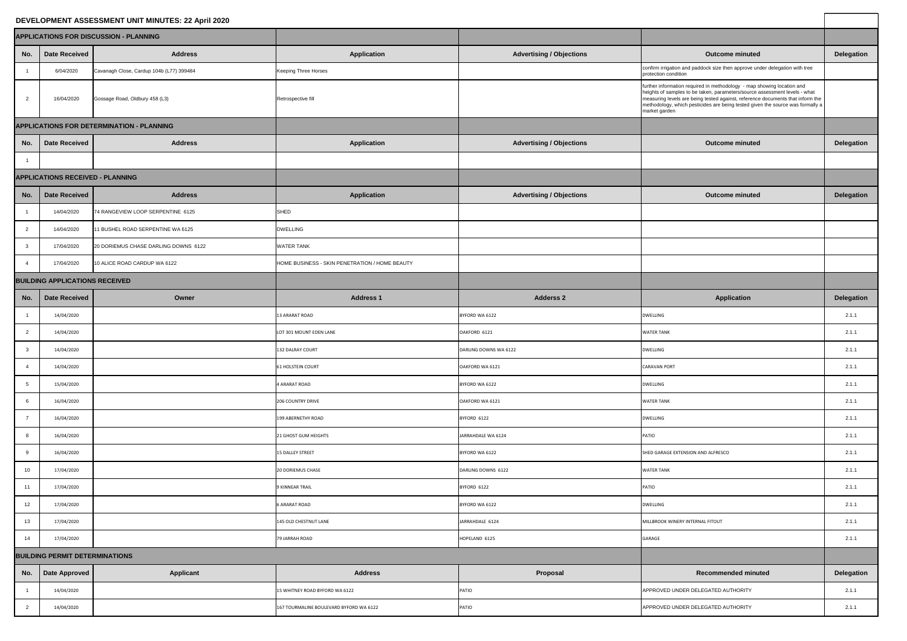## DEVELOPMENT ASSESSMENT UNIT MINUTES: 22 April 2020

| APPLICATIONS FOR DISCUSSION - PLANNING | | | | | | |
|---|---|---|---|---|---|---|
| **No.** | **Date Received** | **Address** | **Application** | **Advertising / Objections** | **Outcome minuted** | **Delegation** |
| 1 | 6/04/2020 | Cavanagh Close, Cardup 104b (L77) 399484 | Keeping Three Horses | | confirm irrigation and paddock size then approve under delegation with tree protection condition | |
| 2 | 16/04/2020 | Gossage Road, Oldbury 458 (L3) | Retrospective fill | | further information required in methodology - map showing location and heights of samples to be taken, parameters/source assessment levels - what measuring levels are being tested against, reference documents that inform the methodology, which pesticides are being tested given the source was formally a market garden | |

| APPLICATIONS FOR DETERMINATION - PLANNING | | | | | | |
|---|---|---|---|---|---|---|
| **No.** | **Date Received** | **Address** | **Application** | **Advertising / Objections** | **Outcome minuted** | **Delegation** |
| 1 | | | | | | |

| APPLICATIONS RECEIVED - PLANNING | | | | | | |
|---|---|---|---|---|---|---|
| **No.** | **Date Received** | **Address** | **Application** | **Advertising / Objections** | **Outcome minuted** | **Delegation** |
| 1 | 14/04/2020 | 74 RANGEVIEW LOOP SERPENTINE 6125 | SHED | | | |
| 2 | 14/04/2020 | 11 BUSHEL ROAD SERPENTINE WA 6125 | DWELLING | | | |
| 3 | 17/04/2020 | 20 DORIEMUS CHASE DARLING DOWNS 6122 | WATER TANK | | | |
| 4 | 17/04/2020 | 10 ALICE ROAD CARDUP WA 6122 | HOME BUSINESS - SKIN PENETRATION / HOME BEAUTY | | | |

| BUILDING APPLICATIONS RECEIVED | | | | | | |
|---|---|---|---|---|---|---|
| **No.** | **Date Received** | **Owner** | **Address 1** | **Adderss 2** | **Application** | **Delegation** |
| 1 | 14/04/2020 | | 13 ARARAT ROAD | BYFORD WA 6122 | DWELLING | 2.1.1 |
| 2 | 14/04/2020 | | LOT 301 MOUNT EDEN LANE | OAKFORD 6121 | WATER TANK | 2.1.1 |
| 3 | 14/04/2020 | | 132 DALRAY COURT | DARLING DOWNS WA 6122 | DWELLING | 2.1.1 |
| 4 | 14/04/2020 | | 61 HOLSTEIN COURT | OAKFORD WA 6121 | CARAVAN PORT | 2.1.1 |
| 5 | 15/04/2020 | | 4 ARARAT ROAD | BYFORD WA 6122 | DWELLING | 2.1.1 |
| 6 | 16/04/2020 | | 206 COUNTRY DRIVE | OAKFORD WA 6121 | WATER TANK | 2.1.1 |
| 7 | 16/04/2020 | | 199 ABERNETHY ROAD | BYFORD 6122 | DWELLING | 2.1.1 |
| 8 | 16/04/2020 | | 21 GHOST GUM HEIGHTS | JARRAHDALE WA 6124 | PATIO | 2.1.1 |
| 9 | 16/04/2020 | | 15 DALLEY STREET | BYFORD WA 6122 | SHED GARAGE EXTENSION AND ALFRESCO | 2.1.1 |
| 10 | 17/04/2020 | | 20 DORIEMUS CHASE | DARLING DOWNS 6122 | WATER TANK | 2.1.1 |
| 11 | 17/04/2020 | | 9 KINNEAR TRAIL | BYFORD 6122 | PATIO | 2.1.1 |
| 12 | 17/04/2020 | | 6 ARARAT ROAD | BYFORD WA 6122 | DWELLING | 2.1.1 |
| 13 | 17/04/2020 | | 145 OLD CHESTNUT LANE | JARRAHDALE 6124 | MILLBROOK WINERY INTERNAL FITOUT | 2.1.1 |
| 14 | 17/04/2020 | | 79 JARRAH ROAD | HOPELAND 6125 | GARAGE | 2.1.1 |

| BUILDING PERMIT DETERMINATIONS | | | | | | |
|---|---|---|---|---|---|---|
| **No.** | **Date Approved** | **Applicant** | **Address** | **Proposal** | **Recommended minuted** | **Delegation** |
| 1 | 14/04/2020 | | 15 WHITNEY ROAD BYFORD WA 6122 | PATIO | APPROVED UNDER DELEGATED AUTHORITY | 2.1.1 |
| 2 | 14/04/2020 | | 167 TOURMALINE BOULEVARD BYFORD WA 6122 | PATIO | APPROVED UNDER DELEGATED AUTHORITY | 2.1.1 |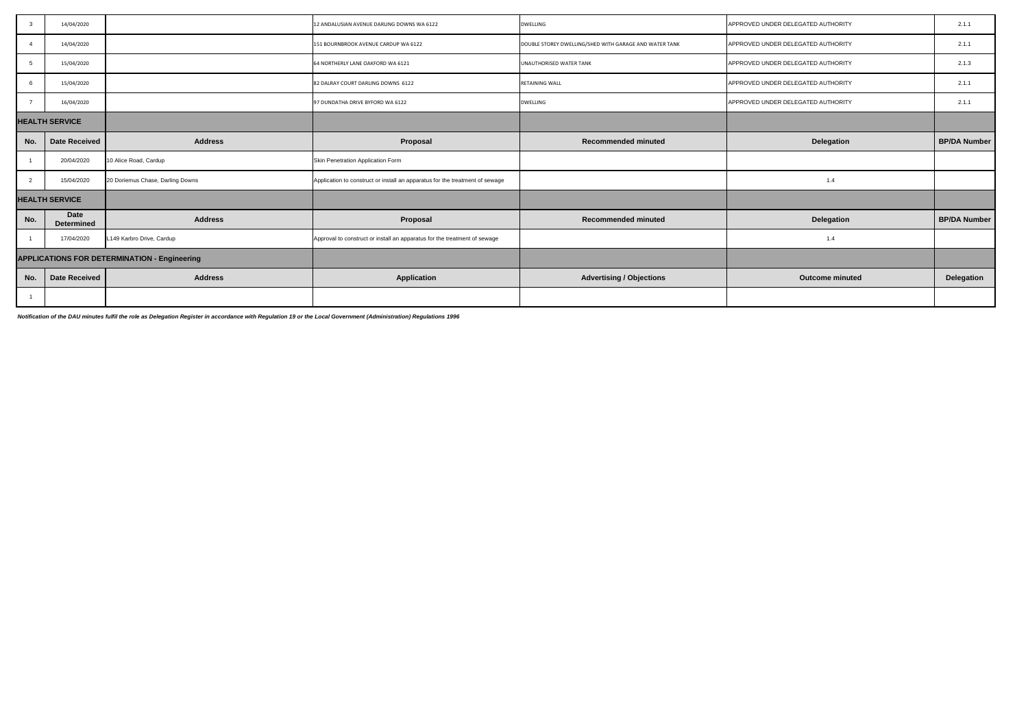| | | | | | | |
|---|---|---|---|---|---|---|
| 3 | 14/04/2020 | | 12 ANDALUSIAN AVENUE DARLING DOWNS WA 6122 | DWELLING | APPROVED UNDER DELEGATED AUTHORITY | 2.1.1 |
| 4 | 14/04/2020 | | 151 BOURNBROOK AVENUE CARDUP WA 6122 | DOUBLE STOREY DWELLING/SHED WITH GARAGE AND WATER TANK | APPROVED UNDER DELEGATED AUTHORITY | 2.1.1 |
| 5 | 15/04/2020 | | 64 NORTHERLY LANE OAKFORD WA 6121 | UNAUTHORISED WATER TANK | APPROVED UNDER DELEGATED AUTHORITY | 2.1.3 |
| 6 | 15/04/2020 | | 82 DALRAY COURT DARLING DOWNS 6122 | RETAINING WALL | APPROVED UNDER DELEGATED AUTHORITY | 2.1.1 |
| 7 | 16/04/2020 | | 97 DUNDATHA DRIVE BYFORD WA 6122 | DWELLING | APPROVED UNDER DELEGATED AUTHORITY | 2.1.1 |

**HEALTH SERVICE**

| No. | Date Received | Address | Proposal | Recommended minuted | Delegation | BP/DA Number |
|---|---|---|---|---|---|---|
| 1 | 20/04/2020 | 10 Alice Road, Cardup | Skin Penetration Application Form | | | |
| 2 | 15/04/2020 | 20 Doriemus Chase, Darling Downs | Application to construct or install an apparatus for the treatment of sewage | | 1.4 | |

**HEALTH SERVICE**

| No. | Date Determined | Address | Proposal | Recommended minuted | Delegation | BP/DA Number |
|---|---|---|---|---|---|---|
| 1 | 17/04/2020 | L149 Karbro Drive, Cardup | Approval to construct or install an apparatus for the treatment of sewage | | 1.4 | |

**APPLICATIONS FOR DETERMINATION - Engineering**

| No. | Date Received | Address | Application | Advertising / Objections | Outcome minuted | Delegation |
|---|---|---|---|---|---|---|
| 1 | | | | | | |

***Notification of the DAU minutes fulfil the role as Delegation Register in accordance with Regulation 19 or the Local Government (Administration) Regulations 1996***